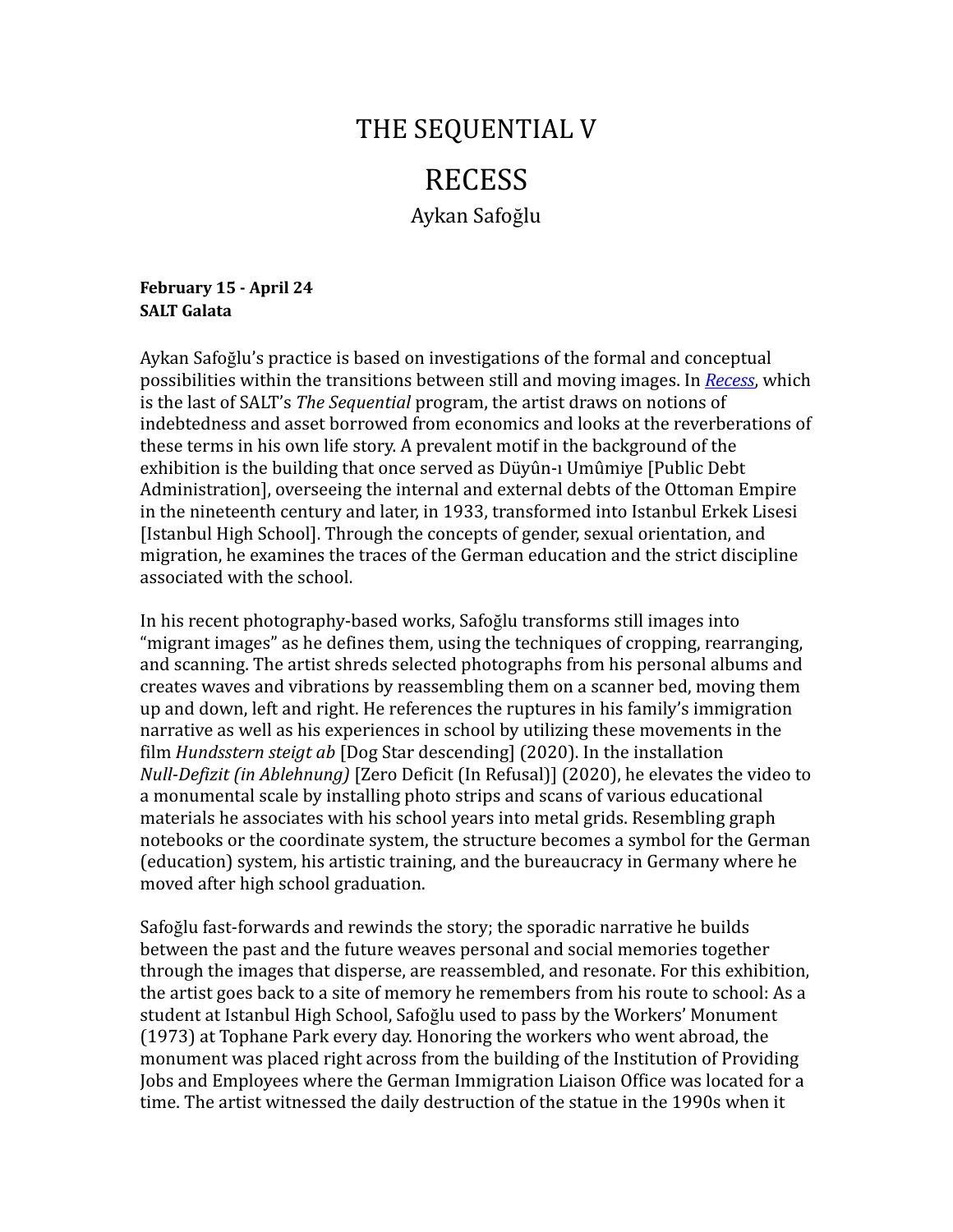# THE SEQUENTIAL V

# RECESS

## Aykan Safoğlu

**February 15 - April 24**
**SALT Galata**

Aykan Safoğlu's practice is based on investigations of the formal and conceptual possibilities within the transitions between still and moving images. In *Recess*, which is the last of SALT's *The Sequential* program, the artist draws on notions of indebtedness and asset borrowed from economics and looks at the reverberations of these terms in his own life story. A prevalent motif in the background of the exhibition is the building that once served as Düyûn-ı Umûmiye [Public Debt Administration], overseeing the internal and external debts of the Ottoman Empire in the nineteenth century and later, in 1933, transformed into Istanbul Erkek Lisesi [Istanbul High School]. Through the concepts of gender, sexual orientation, and migration, he examines the traces of the German education and the strict discipline associated with the school.

In his recent photography-based works, Safoğlu transforms still images into "migrant images" as he defines them, using the techniques of cropping, rearranging, and scanning. The artist shreds selected photographs from his personal albums and creates waves and vibrations by reassembling them on a scanner bed, moving them up and down, left and right. He references the ruptures in his family's immigration narrative as well as his experiences in school by utilizing these movements in the film *Hundsstern steigt ab* [Dog Star descending] (2020). In the installation *Null-Defizit (in Ablehnung)* [Zero Deficit (In Refusal)] (2020), he elevates the video to a monumental scale by installing photo strips and scans of various educational materials he associates with his school years into metal grids. Resembling graph notebooks or the coordinate system, the structure becomes a symbol for the German (education) system, his artistic training, and the bureaucracy in Germany where he moved after high school graduation.

Safoğlu fast-forwards and rewinds the story; the sporadic narrative he builds between the past and the future weaves personal and social memories together through the images that disperse, are reassembled, and resonate. For this exhibition, the artist goes back to a site of memory he remembers from his route to school: As a student at Istanbul High School, Safoğlu used to pass by the Workers' Monument (1973) at Tophane Park every day. Honoring the workers who went abroad, the monument was placed right across from the building of the Institution of Providing Jobs and Employees where the German Immigration Liaison Office was located for a time. The artist witnessed the daily destruction of the statue in the 1990s when it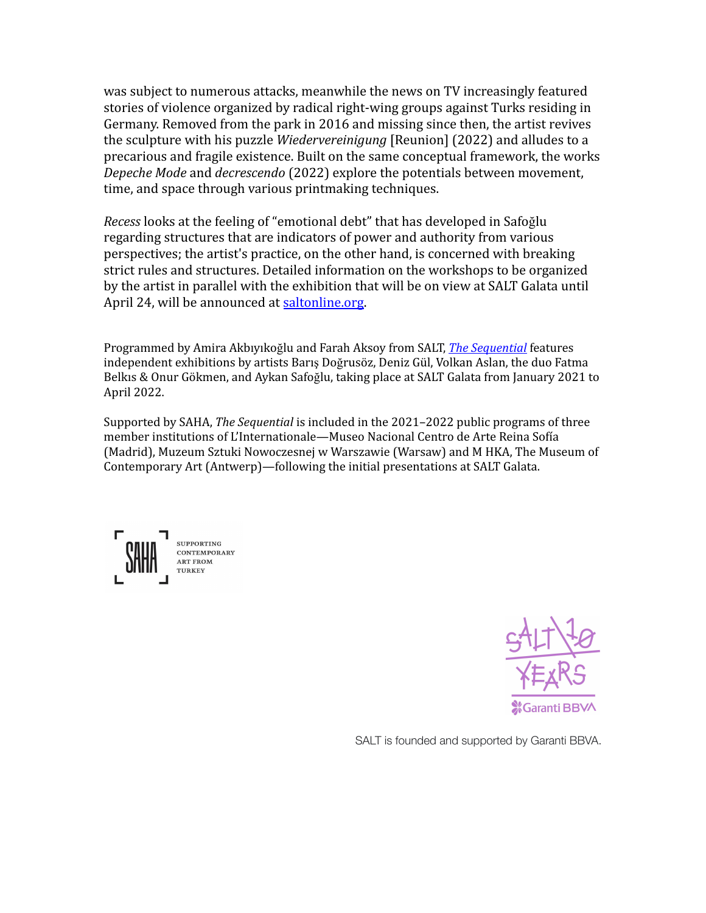was subject to numerous attacks, meanwhile the news on TV increasingly featured stories of violence organized by radical right-wing groups against Turks residing in Germany. Removed from the park in 2016 and missing since then, the artist revives the sculpture with his puzzle *Wiedervereinigung* [Reunion] (2022) and alludes to a precarious and fragile existence. Built on the same conceptual framework, the works *Depeche Mode* and *decrescendo* (2022) explore the potentials between movement, time, and space through various printmaking techniques.

*Recess* looks at the feeling of "emotional debt" that has developed in Safoğlu regarding structures that are indicators of power and authority from various perspectives; the artist's practice, on the other hand, is concerned with breaking strict rules and structures. Detailed information on the workshops to be organized by the artist in parallel with the exhibition that will be on view at SALT Galata until April 24, will be announced at [saltonline.org](saltonline.org).

Programmed by Amira Akbıyıkoğlu and Farah Aksoy from SALT, [*The Sequential*]() features independent exhibitions by artists Barış Doğrusöz, Deniz Gül, Volkan Aslan, the duo Fatma Belkıs & Onur Gökmen, and Aykan Safoğlu, taking place at SALT Galata from January 2021 to April 2022.

Supported by SAHA, *The Sequential* is included in the 2021–2022 public programs of three member institutions of L'Internationale—Museo Nacional Centro de Arte Reina Sofía (Madrid), Muzeum Sztuki Nowoczesnej w Warszawie (Warsaw) and M HKA, The Museum of Contemporary Art (Antwerp)—following the initial presentations at SALT Galata.

SAHA SUPPORTING CONTEMPORARY ART FROM TURKEY

SALT 10 YEARS Garanti BBVA

SALT is founded and supported by Garanti BBVA.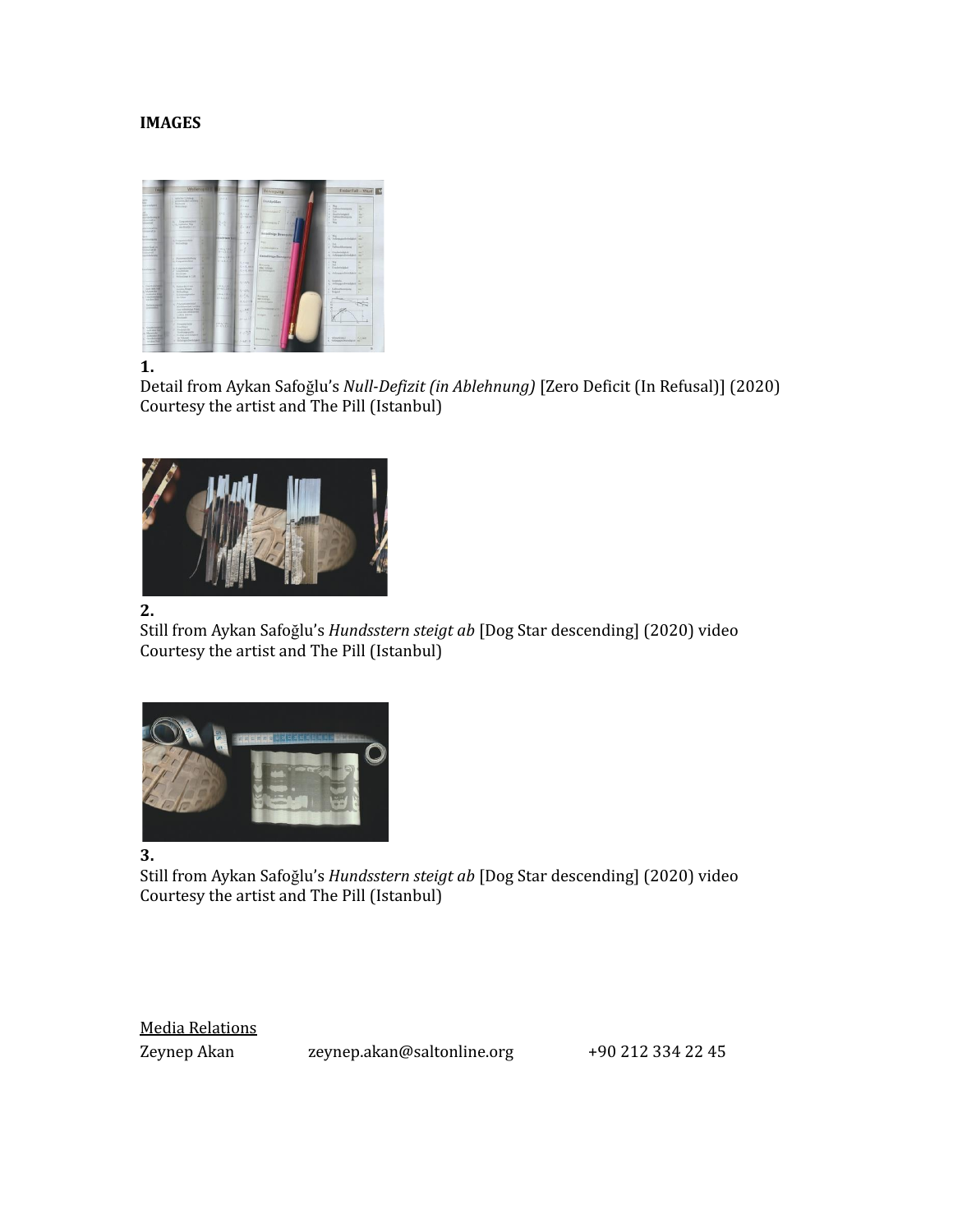**IMAGES**

**1.**
Detail from Aykan Safoğlu's *Null-Defizit (in Ablehnung)* [Zero Deficit (In Refusal)] (2020)
Courtesy the artist and The Pill (Istanbul)

**2.**
Still from Aykan Safoğlu's *Hundsstern steigt ab* [Dog Star descending] (2020) video
Courtesy the artist and The Pill (Istanbul)

**3.**
Still from Aykan Safoğlu's *Hundsstern steigt ab* [Dog Star descending] (2020) video
Courtesy the artist and The Pill (Istanbul)

<u>Media Relations</u>

| | | |
|---|---|---|
| Zeynep Akan | zeynep.akan@saltonline.org | +90 212 334 22 45 |